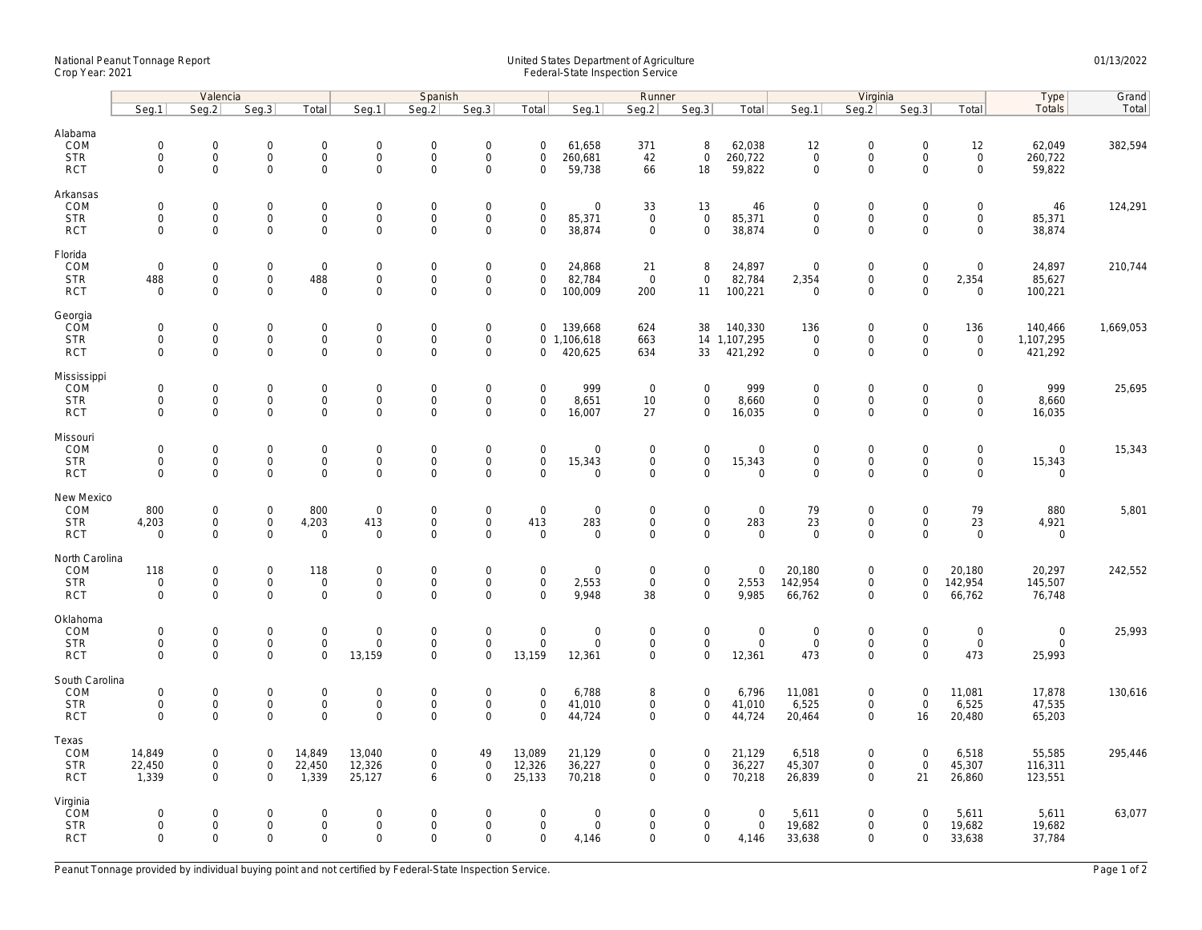National Peanut Tonnage Report
Crop Year: 2021

United States Department of Agriculture
Federal-State Inspection Service

01/13/2022

| | Valencia | | | | Spanish | | | | Runner | | | | Virginia | | | | Type | Grand |
|---|---|---|---|---|---|---|---|---|---|---|---|---|---|---|---|---|---|---|
| | Seg.1 | Seg.2 | Seg.3 | Total | Seg.1 | Seg.2 | Seg.3 | Total | Seg.1 | Seg.2 | Seg.3 | Total | Seg.1 | Seg.2 | Seg.3 | Total | Totals | Total |
| **Alabama** | | | | | | | | | | | | | | | | | | |
| COM | 0 | 0 | 0 | 0 | 0 | 0 | 0 | 0 | 61,658 | 371 | 8 | 62,038 | 12 | 0 | 0 | 12 | 62,049 | 382,594 |
| STR | 0 | 0 | 0 | 0 | 0 | 0 | 0 | 0 | 260,681 | 42 | 0 | 260,722 | 0 | 0 | 0 | 0 | 260,722 | |
| RCT | 0 | 0 | 0 | 0 | 0 | 0 | 0 | 0 | 59,738 | 66 | 18 | 59,822 | 0 | 0 | 0 | 0 | 59,822 | |
| **Arkansas** | | | | | | | | | | | | | | | | | | |
| COM | 0 | 0 | 0 | 0 | 0 | 0 | 0 | 0 | 0 | 33 | 13 | 46 | 0 | 0 | 0 | 0 | 46 | 124,291 |
| STR | 0 | 0 | 0 | 0 | 0 | 0 | 0 | 0 | 85,371 | 0 | 0 | 85,371 | 0 | 0 | 0 | 0 | 85,371 | |
| RCT | 0 | 0 | 0 | 0 | 0 | 0 | 0 | 0 | 38,874 | 0 | 0 | 38,874 | 0 | 0 | 0 | 0 | 38,874 | |
| **Florida** | | | | | | | | | | | | | | | | | | |
| COM | 0 | 0 | 0 | 0 | 0 | 0 | 0 | 0 | 24,868 | 21 | 8 | 24,897 | 0 | 0 | 0 | 0 | 24,897 | 210,744 |
| STR | 488 | 0 | 0 | 488 | 0 | 0 | 0 | 0 | 82,784 | 0 | 0 | 82,784 | 2,354 | 0 | 0 | 2,354 | 85,627 | |
| RCT | 0 | 0 | 0 | 0 | 0 | 0 | 0 | 0 | 100,009 | 200 | 11 | 100,221 | 0 | 0 | 0 | 0 | 100,221 | |
| **Georgia** | | | | | | | | | | | | | | | | | | |
| COM | 0 | 0 | 0 | 0 | 0 | 0 | 0 | 0 | 139,668 | 624 | 38 | 140,330 | 136 | 0 | 0 | 136 | 140,466 | 1,669,053 |
| STR | 0 | 0 | 0 | 0 | 0 | 0 | 0 | 0 | 1,106,618 | 663 | 14 | 1,107,295 | 0 | 0 | 0 | 0 | 1,107,295 | |
| RCT | 0 | 0 | 0 | 0 | 0 | 0 | 0 | 0 | 420,625 | 634 | 33 | 421,292 | 0 | 0 | 0 | 0 | 421,292 | |
| **Mississippi** | | | | | | | | | | | | | | | | | | |
| COM | 0 | 0 | 0 | 0 | 0 | 0 | 0 | 0 | 999 | 0 | 0 | 999 | 0 | 0 | 0 | 0 | 999 | 25,695 |
| STR | 0 | 0 | 0 | 0 | 0 | 0 | 0 | 0 | 8,651 | 10 | 0 | 8,660 | 0 | 0 | 0 | 0 | 8,660 | |
| RCT | 0 | 0 | 0 | 0 | 0 | 0 | 0 | 0 | 16,007 | 27 | 0 | 16,035 | 0 | 0 | 0 | 0 | 16,035 | |
| **Missouri** | | | | | | | | | | | | | | | | | | |
| COM | 0 | 0 | 0 | 0 | 0 | 0 | 0 | 0 | 0 | 0 | 0 | 0 | 0 | 0 | 0 | 0 | 0 | 15,343 |
| STR | 0 | 0 | 0 | 0 | 0 | 0 | 0 | 0 | 15,343 | 0 | 0 | 15,343 | 0 | 0 | 0 | 0 | 15,343 | |
| RCT | 0 | 0 | 0 | 0 | 0 | 0 | 0 | 0 | 0 | 0 | 0 | 0 | 0 | 0 | 0 | 0 | 0 | |
| **New Mexico** | | | | | | | | | | | | | | | | | | |
| COM | 800 | 0 | 0 | 800 | 0 | 0 | 0 | 0 | 0 | 0 | 0 | 0 | 79 | 0 | 0 | 79 | 880 | 5,801 |
| STR | 4,203 | 0 | 0 | 4,203 | 413 | 0 | 0 | 413 | 283 | 0 | 0 | 283 | 23 | 0 | 0 | 23 | 4,921 | |
| RCT | 0 | 0 | 0 | 0 | 0 | 0 | 0 | 0 | 0 | 0 | 0 | 0 | 0 | 0 | 0 | 0 | 0 | |
| **North Carolina** | | | | | | | | | | | | | | | | | | |
| COM | 118 | 0 | 0 | 118 | 0 | 0 | 0 | 0 | 0 | 0 | 0 | 0 | 20,180 | 0 | 0 | 20,180 | 20,297 | 242,552 |
| STR | 0 | 0 | 0 | 0 | 0 | 0 | 0 | 0 | 2,553 | 0 | 0 | 2,553 | 142,954 | 0 | 0 | 142,954 | 145,507 | |
| RCT | 0 | 0 | 0 | 0 | 0 | 0 | 0 | 0 | 9,948 | 38 | 0 | 9,985 | 66,762 | 0 | 0 | 66,762 | 76,748 | |
| **Oklahoma** | | | | | | | | | | | | | | | | | | |
| COM | 0 | 0 | 0 | 0 | 0 | 0 | 0 | 0 | 0 | 0 | 0 | 0 | 0 | 0 | 0 | 0 | 0 | 25,993 |
| STR | 0 | 0 | 0 | 0 | 0 | 0 | 0 | 0 | 0 | 0 | 0 | 0 | 0 | 0 | 0 | 0 | 0 | |
| RCT | 0 | 0 | 0 | 0 | 13,159 | 0 | 0 | 13,159 | 12,361 | 0 | 0 | 12,361 | 473 | 0 | 0 | 473 | 25,993 | |
| **South Carolina** | | | | | | | | | | | | | | | | | | |
| COM | 0 | 0 | 0 | 0 | 0 | 0 | 0 | 0 | 6,788 | 8 | 0 | 6,796 | 11,081 | 0 | 0 | 11,081 | 17,878 | 130,616 |
| STR | 0 | 0 | 0 | 0 | 0 | 0 | 0 | 0 | 41,010 | 0 | 0 | 41,010 | 6,525 | 0 | 0 | 6,525 | 47,535 | |
| RCT | 0 | 0 | 0 | 0 | 0 | 0 | 0 | 0 | 44,724 | 0 | 0 | 44,724 | 20,464 | 0 | 16 | 20,480 | 65,203 | |
| **Texas** | | | | | | | | | | | | | | | | | | |
| COM | 14,849 | 0 | 0 | 14,849 | 13,040 | 0 | 49 | 13,089 | 21,129 | 0 | 0 | 21,129 | 6,518 | 0 | 0 | 6,518 | 55,585 | 295,446 |
| STR | 22,450 | 0 | 0 | 22,450 | 12,326 | 0 | 0 | 12,326 | 36,227 | 0 | 0 | 36,227 | 45,307 | 0 | 0 | 45,307 | 116,311 | |
| RCT | 1,339 | 0 | 0 | 1,339 | 25,127 | 6 | 0 | 25,133 | 70,218 | 0 | 0 | 70,218 | 26,839 | 0 | 21 | 26,860 | 123,551 | |
| **Virginia** | | | | | | | | | | | | | | | | | | |
| COM | 0 | 0 | 0 | 0 | 0 | 0 | 0 | 0 | 0 | 0 | 0 | 0 | 5,611 | 0 | 0 | 5,611 | 5,611 | 63,077 |
| STR | 0 | 0 | 0 | 0 | 0 | 0 | 0 | 0 | 0 | 0 | 0 | 0 | 19,682 | 0 | 0 | 19,682 | 19,682 | |
| RCT | 0 | 0 | 0 | 0 | 0 | 0 | 0 | 0 | 4,146 | 0 | 0 | 4,146 | 33,638 | 0 | 0 | 33,638 | 37,784 | |

Peanut Tonnage provided by individual buying point and not certified by Federal-State Inspection Service.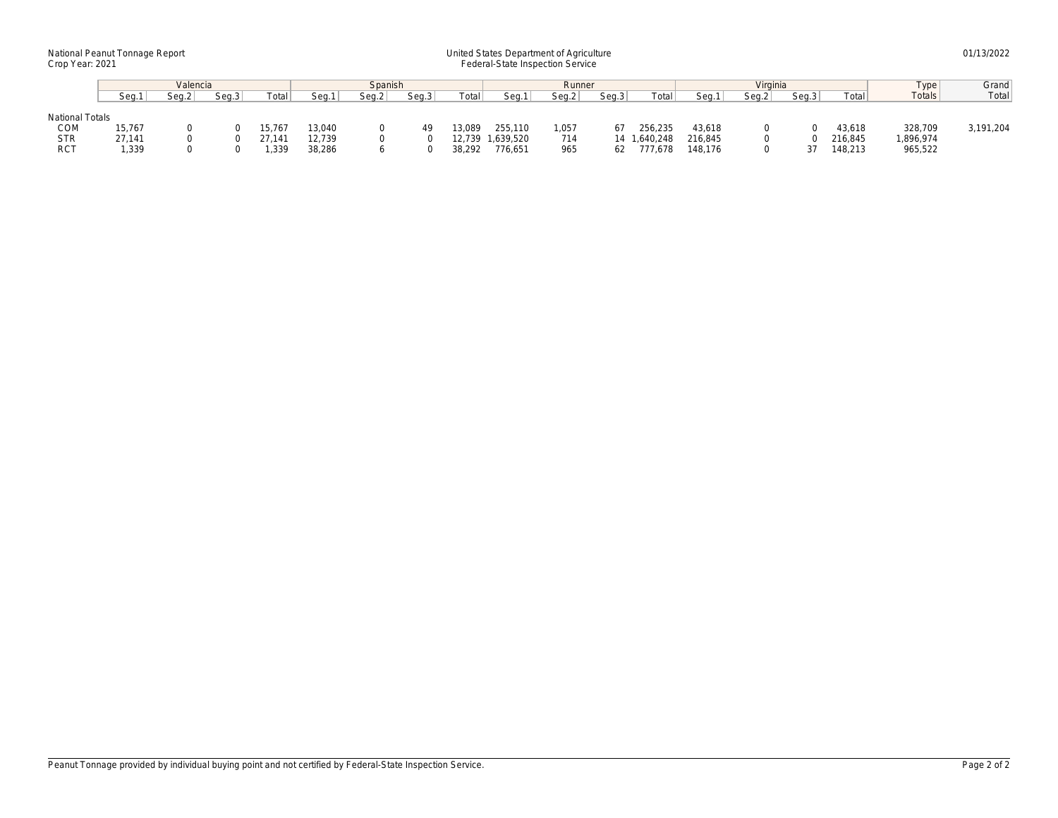National Peanut Tonnage Report
Crop Year: 2021

United States Department of Agriculture
Federal-State Inspection Service

01/13/2022

| | Valencia | | | | Spanish | | | | Runner | | | | Virginia | | | | Type | Grand |
|---|---|---|---|---|---|---|---|---|---|---|---|---|---|---|---|---|---|---|
| | Seg.1 | Seg.2 | Seg.3 | Total | Seg.1 | Seg.2 | Seg.3 | Total | Seg.1 | Seg.2 | Seg.3 | Total | Seg.1 | Seg.2 | Seg.3 | Total | Totals | Total |
| National Totals | | | | | | | | | | | | | | | | | | |
| COM | 15,767 | 0 | 0 | 15,767 | 13,040 | 0 | 49 | 13,089 | 255,110 | 1,057 | 67 | 256,235 | 43,618 | 0 | 0 | 43,618 | 328,709 | 3,191,204 |
| STR | 27,141 | 0 | 0 | 27,141 | 12,739 | 0 | 0 | 12,739 | 1,639,520 | 714 | 14 | 1,640,248 | 216,845 | 0 | 0 | 216,845 | 1,896,974 | |
| RCT | 1,339 | 0 | 0 | 1,339 | 38,286 | 6 | 0 | 38,292 | 776,651 | 965 | 62 | 777,678 | 148,176 | 0 | 37 | 148,213 | 965,522 | |

Peanut Tonnage provided by individual buying point and not certified by Federal-State Inspection Service.